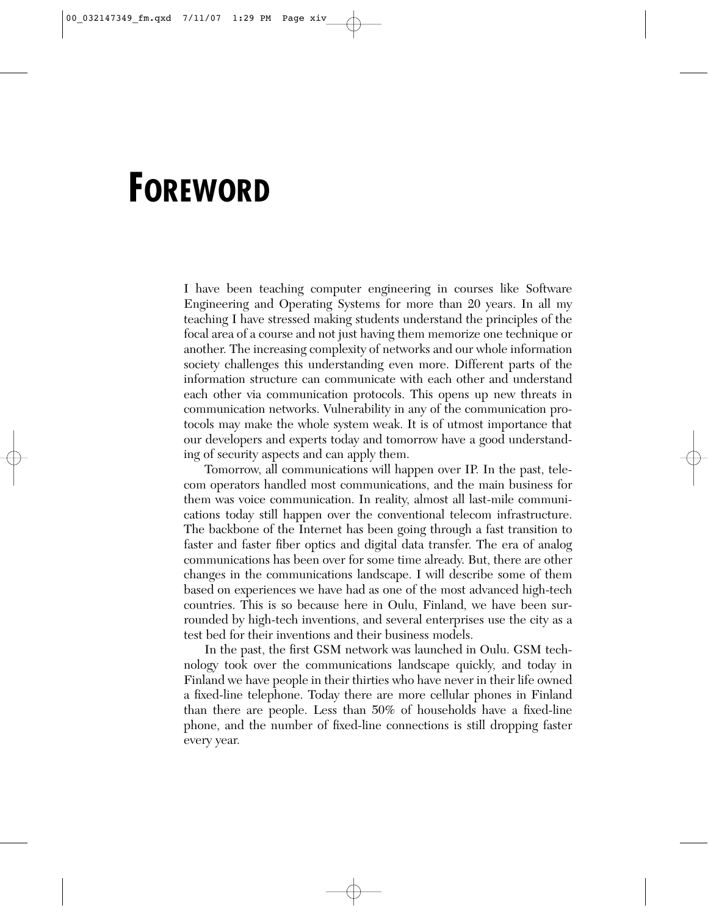# FOREWORD

I have been teaching computer engineering in courses like Software Engineering and Operating Systems for more than 20 years. In all my teaching I have stressed making students understand the principles of the focal area of a course and not just having them memorize one technique or another. The increasing complexity of networks and our whole information society challenges this understanding even more. Different parts of the information structure can communicate with each other and understand each other via communication protocols. This opens up new threats in communication networks. Vulnerability in any of the communication protocols may make the whole system weak. It is of utmost importance that our developers and experts today and tomorrow have a good understanding of security aspects and can apply them.

Tomorrow, all communications will happen over IP. In the past, telecom operators handled most communications, and the main business for them was voice communication. In reality, almost all last-mile communications today still happen over the conventional telecom infrastructure. The backbone of the Internet has been going through a fast transition to faster and faster fiber optics and digital data transfer. The era of analog communications has been over for some time already. But, there are other changes in the communications landscape. I will describe some of them based on experiences we have had as one of the most advanced high-tech countries. This is so because here in Oulu, Finland, we have been surrounded by high-tech inventions, and several enterprises use the city as a test bed for their inventions and their business models.

In the past, the first GSM network was launched in Oulu. GSM technology took over the communications landscape quickly, and today in Finland we have people in their thirties who have never in their life owned a fixed-line telephone. Today there are more cellular phones in Finland than there are people. Less than 50% of households have a fixed-line phone, and the number of fixed-line connections is still dropping faster every year.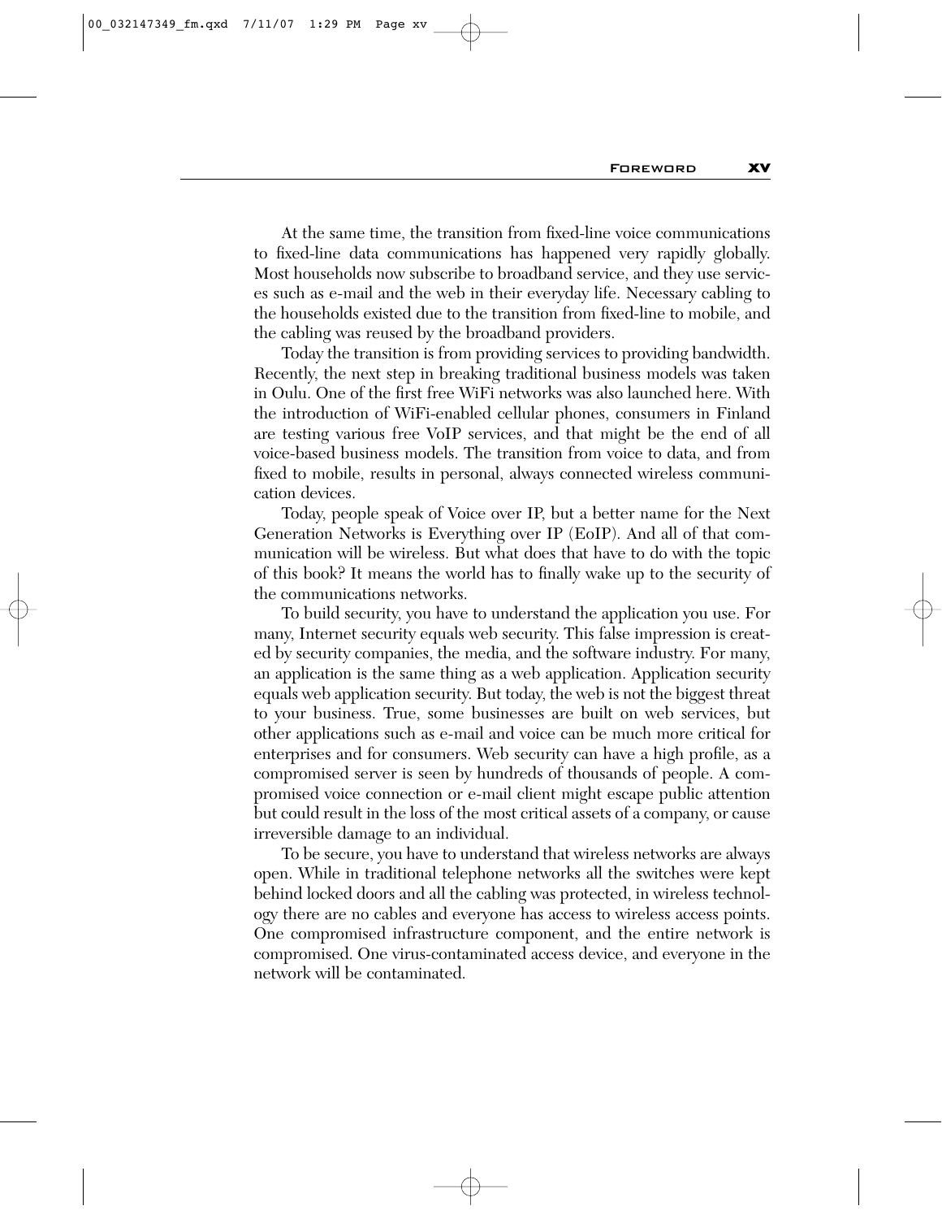At the same time, the transition from fixed-line voice communications to fixed-line data communications has happened very rapidly globally. Most households now subscribe to broadband service, and they use services such as e-mail and the web in their everyday life. Necessary cabling to the households existed due to the transition from fixed-line to mobile, and the cabling was reused by the broadband providers.

Today the transition is from providing services to providing bandwidth. Recently, the next step in breaking traditional business models was taken in Oulu. One of the first free WiFi networks was also launched here. With the introduction of WiFi-enabled cellular phones, consumers in Finland are testing various free VoIP services, and that might be the end of all voice-based business models. The transition from voice to data, and from fixed to mobile, results in personal, always connected wireless communication devices.

Today, people speak of Voice over IP, but a better name for the Next Generation Networks is Everything over IP (EoIP). And all of that communication will be wireless. But what does that have to do with the topic of this book? It means the world has to finally wake up to the security of the communications networks.

To build security, you have to understand the application you use. For many, Internet security equals web security. This false impression is created by security companies, the media, and the software industry. For many, an application is the same thing as a web application. Application security equals web application security. But today, the web is not the biggest threat to your business. True, some businesses are built on web services, but other applications such as e-mail and voice can be much more critical for enterprises and for consumers. Web security can have a high profile, as a compromised server is seen by hundreds of thousands of people. A compromised voice connection or e-mail client might escape public attention but could result in the loss of the most critical assets of a company, or cause irreversible damage to an individual.

To be secure, you have to understand that wireless networks are always open. While in traditional telephone networks all the switches were kept behind locked doors and all the cabling was protected, in wireless technology there are no cables and everyone has access to wireless access points. One compromised infrastructure component, and the entire network is compromised. One virus-contaminated access device, and everyone in the network will be contaminated.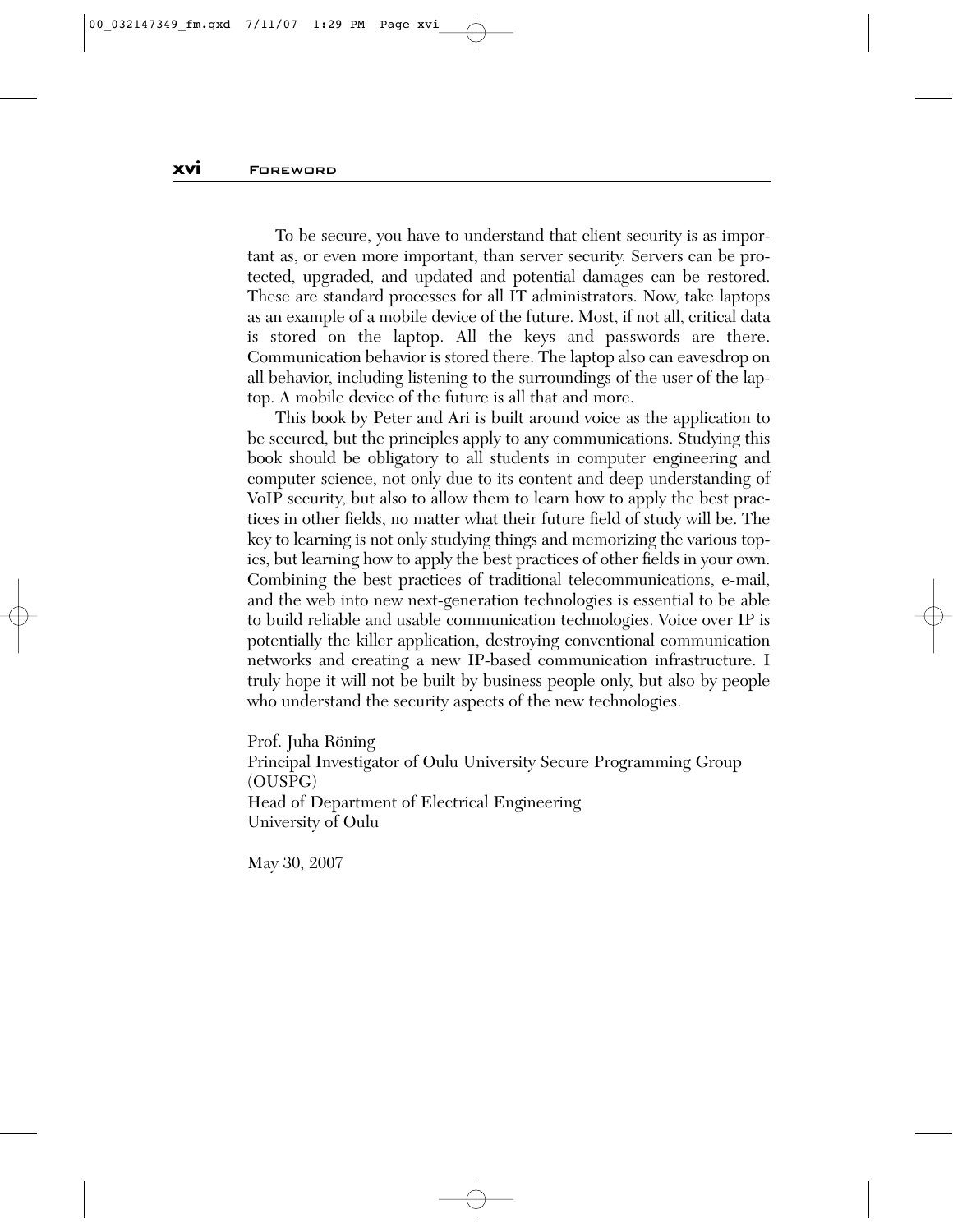To be secure, you have to understand that client security is as important as, or even more important, than server security. Servers can be protected, upgraded, and updated and potential damages can be restored. These are standard processes for all IT administrators. Now, take laptops as an example of a mobile device of the future. Most, if not all, critical data is stored on the laptop. All the keys and passwords are there. Communication behavior is stored there. The laptop also can eavesdrop on all behavior, including listening to the surroundings of the user of the laptop. A mobile device of the future is all that and more.

This book by Peter and Ari is built around voice as the application to be secured, but the principles apply to any communications. Studying this book should be obligatory to all students in computer engineering and computer science, not only due to its content and deep understanding of VoIP security, but also to allow them to learn how to apply the best practices in other fields, no matter what their future field of study will be. The key to learning is not only studying things and memorizing the various topics, but learning how to apply the best practices of other fields in your own. Combining the best practices of traditional telecommunications, e-mail, and the web into new next-generation technologies is essential to be able to build reliable and usable communication technologies. Voice over IP is potentially the killer application, destroying conventional communication networks and creating a new IP-based communication infrastructure. I truly hope it will not be built by business people only, but also by people who understand the security aspects of the new technologies.

Prof. Juha Röning
Principal Investigator of Oulu University Secure Programming Group (OUSPG)
Head of Department of Electrical Engineering
University of Oulu

May 30, 2007